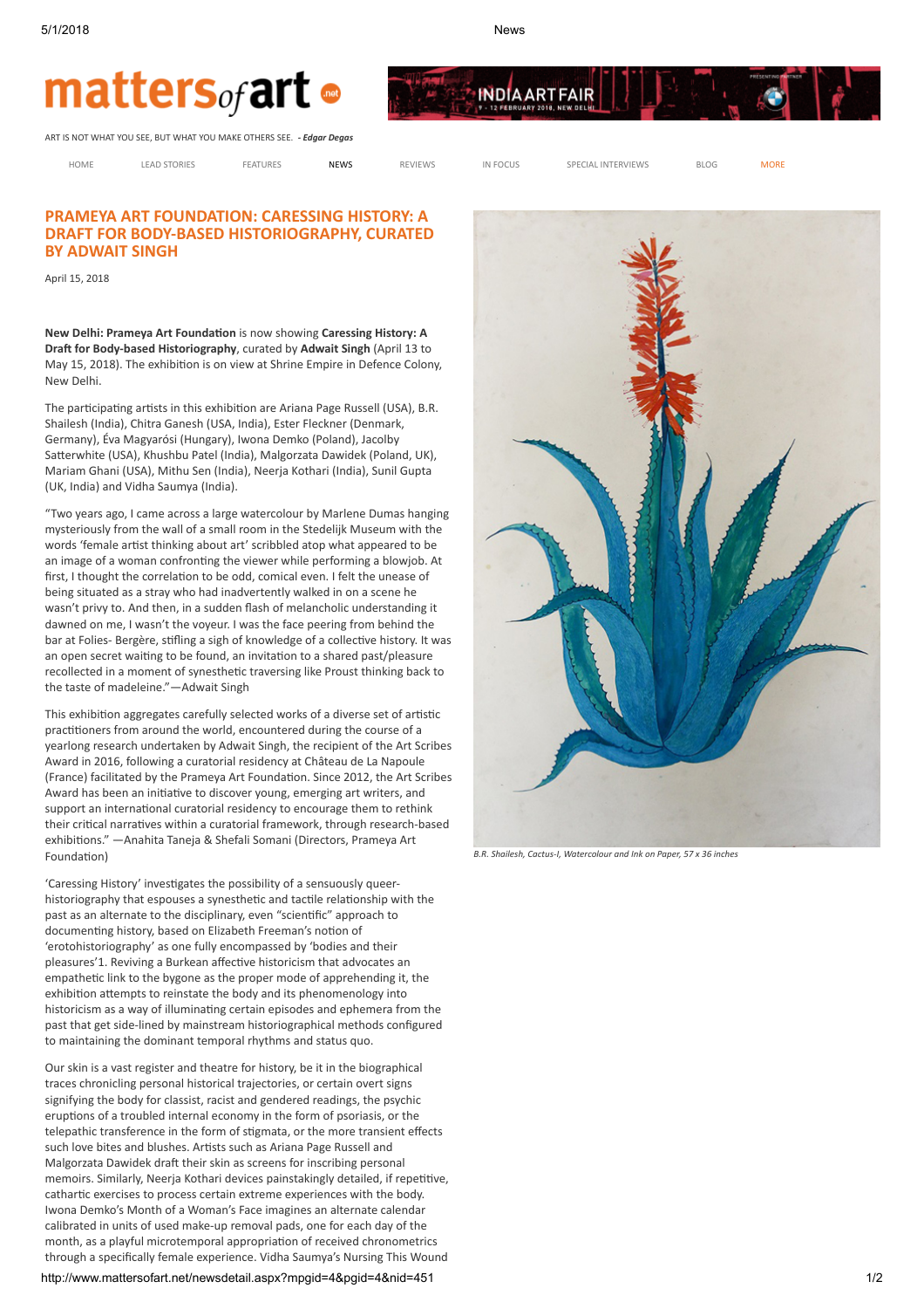matters of art .net

ART IS NOT WHAT YOU SEE, BUT WHAT YOU MAKE OTHERS SEE. *- Edgar Degas*

HOME | LEAD STORIES | FEATURES | NEWS | REVIEWS | IN FOCUS | SPECIAL INTERVIEWS | BLOG | MORE

# PRAMEYA ART FOUNDATION: CARESSING HISTORY: A DRAFT FOR BODY-BASED HISTORIOGRAPHY, CURATED BY ADWAIT SINGH

April 15, 2018

**New Delhi: Prameya Art Foundation** is now showing **Caressing History: A Draft for Body-based Historiography**, curated by **Adwait Singh** (April 13 to May 15, 2018). The exhibition is on view at Shrine Empire in Defence Colony, New Delhi.

The participating artists in this exhibition are Ariana Page Russell (USA), B.R. Shailesh (India), Chitra Ganesh (USA, India), Ester Fleckner (Denmark, Germany), Éva Magyarósi (Hungary), Iwona Demko (Poland), Jacolby Satterwhite (USA), Khushbu Patel (India), Malgorzata Dawidek (Poland, UK), Mariam Ghani (USA), Mithu Sen (India), Neerja Kothari (India), Sunil Gupta (UK, India) and Vidha Saumya (India).

"Two years ago, I came across a large watercolour by Marlene Dumas hanging mysteriously from the wall of a small room in the Stedelijk Museum with the words 'female artist thinking about art' scribbled atop what appeared to be an image of a woman confronting the viewer while performing a blowjob. At first, I thought the correlation to be odd, comical even. I felt the unease of being situated as a stray who had inadvertently walked in on a scene he wasn't privy to. And then, in a sudden flash of melancholic understanding it dawned on me, I wasn't the voyeur. I was the face peering from behind the bar at Folies- Bergère, stifling a sigh of knowledge of a collective history. It was an open secret waiting to be found, an invitation to a shared past/pleasure recollected in a moment of synesthetic traversing like Proust thinking back to the taste of madeleine."—Adwait Singh

This exhibition aggregates carefully selected works of a diverse set of artistic practitioners from around the world, encountered during the course of a yearlong research undertaken by Adwait Singh, the recipient of the Art Scribes Award in 2016, following a curatorial residency at Château de La Napoule (France) facilitated by the Prameya Art Foundation. Since 2012, the Art Scribes Award has been an initiative to discover young, emerging art writers, and support an international curatorial residency to encourage them to rethink their critical narratives within a curatorial framework, through research-based exhibitions." —Anahita Taneja & Shefali Somani (Directors, Prameya Art Foundation)

'Caressing History' investigates the possibility of a sensuously queer-historiography that espouses a synesthetic and tactile relationship with the past as an alternate to the disciplinary, even "scientific" approach to documenting history, based on Elizabeth Freeman's notion of 'erotohistoriography' as one fully encompassed by 'bodies and their pleasures'1. Reviving a Burkean affective historicism that advocates an empathetic link to the bygone as the proper mode of apprehending it, the exhibition attempts to reinstate the body and its phenomenology into historicism as a way of illuminating certain episodes and ephemera from the past that get side-lined by mainstream historiographical methods configured to maintaining the dominant temporal rhythms and status quo.

Our skin is a vast register and theatre for history, be it in the biographical traces chronicling personal historical trajectories, or certain covert signs signifying the body for classist, racist and gendered readings, the psychic eruptions of a troubled internal economy in the form of psoriasis, or the telepathic transference in the form of stigmata, or the more transient effects such love bites and blushes. Artists such as Ariana Page Russell and Malgorzata Dawidek draft their skin as screens for inscribing personal memoirs. Similarly, Neerja Kothari devices painstakingly detailed, if repetitive, cathartic exercises to process certain extreme experiences with the body. Iwona Demko's Month of a Woman's Face imagines an alternate calendar calibrated in units of used make-up removal pads, one for each day of the month, as a playful microtemporal appropriation of received chronometrics through a specifically female experience. Vidha Saumya's Nursing This Wound

*B.R. Shailesh, Cactus-I, Watercolour and Ink on Paper, 57 x 36 inches*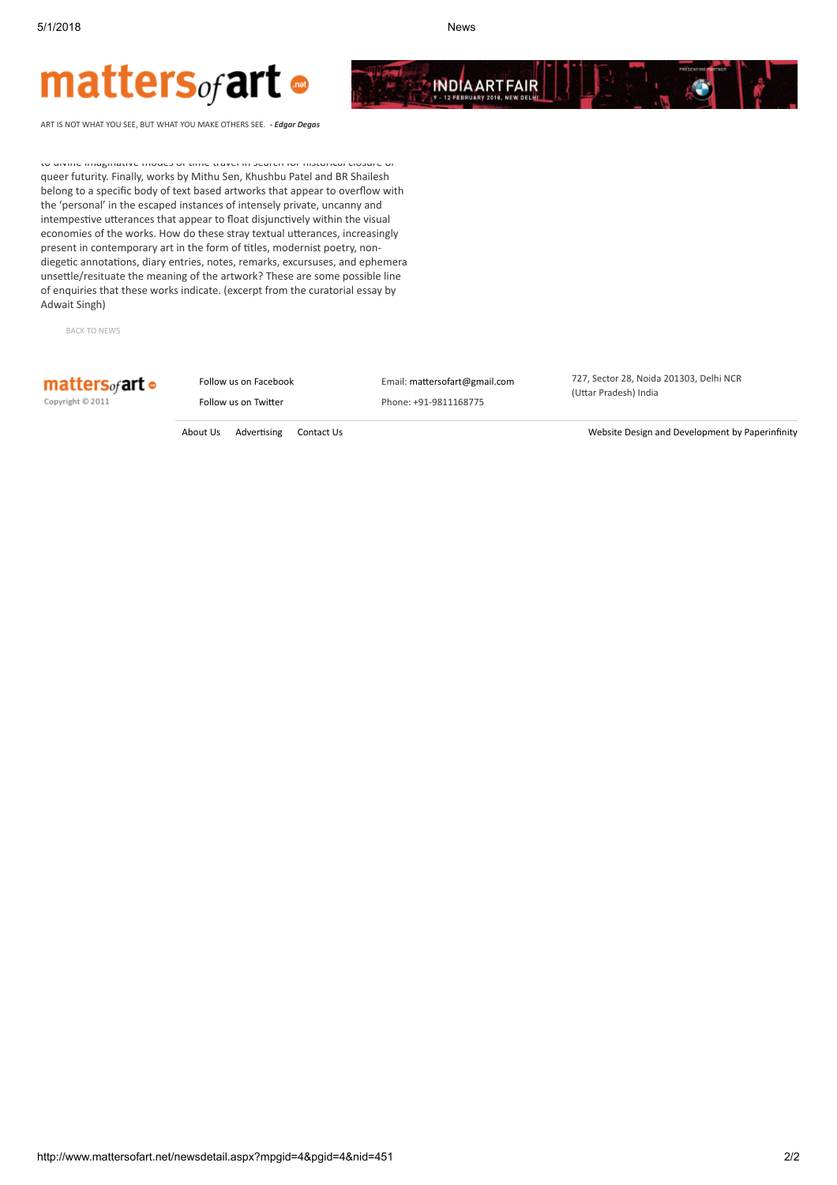matters of art .net

ART IS NOT WHAT YOU SEE, BUT WHAT YOU MAKE OTHERS SEE. *- Edgar Degas*

to divine imaginative modes of time travel in search for historical closure of queer futurity. Finally, works by Mithu Sen, Khushbu Patel and BR Shailesh belong to a specific body of text based artworks that appear to overflow with the 'personal' in the escaped instances of intensely private, uncanny and intempestive utterances that appear to float disjunctively within the visual economies of the works. How do these stray textual utterances, increasingly present in contemporary art in the form of titles, modernist poetry, non-diegetic annotations, diary entries, notes, remarks, excursuses, and ephemera unsettle/resituate the meaning of the artwork? These are some possible line of enquiries that these works indicate. (excerpt from the curatorial essay by Adwait Singh)

BACK TO NEWS

matters of art
Copyright © 2011

Follow us on Facebook

Follow us on Twitter

Email: mattersofart@gmail.com

Phone: +91-9811168775

727, Sector 28, Noida 201303, Delhi NCR (Uttar Pradesh) India

About Us | Advertising | Contact Us

Website Design and Development by Paperinfinity